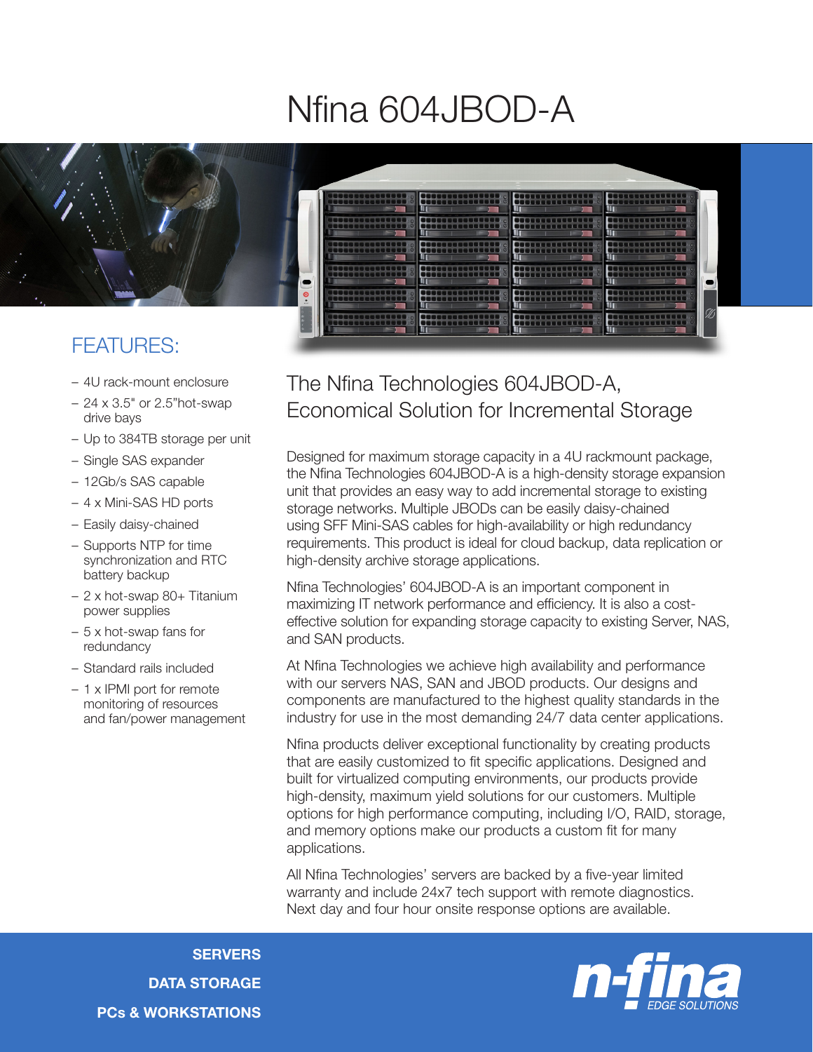# Nfina 604JBOD-A

## FEATURES:

- 4U rack-mount enclosure
- 24 x 3.5" or 2.5"hot-swap drive bays
- Up to 384TB storage per unit
- Single SAS expander
- 12Gb/s SAS capable
- 4 x Mini-SAS HD ports
- Easily daisy-chained
- Supports NTP for time synchronization and RTC battery backup
- 2 x hot-swap 80+ Titanium power supplies
- 5 x hot-swap fans for redundancy
- Standard rails included
- 1 x IPMI port for remote monitoring of resources and fan/power management

## The Nfina Technologies 604JBOD-A, Economical Solution for Incremental Storage

Designed for maximum storage capacity in a 4U rackmount package, the Nfina Technologies 604JBOD-A is a high-density storage expansion unit that provides an easy way to add incremental storage to existing storage networks. Multiple JBODs can be easily daisy-chained using SFF Mini-SAS cables for high-availability or high redundancy requirements. This product is ideal for cloud backup, data replication or high-density archive storage applications.

Nfina Technologies' 604JBOD-A is an important component in maximizing IT network performance and efficiency. It is also a cost-effective solution for expanding storage capacity to existing Server, NAS, and SAN products.

At Nfina Technologies we achieve high availability and performance with our servers NAS, SAN and JBOD products. Our designs and components are manufactured to the highest quality standards in the industry for use in the most demanding 24/7 data center applications.

Nfina products deliver exceptional functionality by creating products that are easily customized to fit specific applications. Designed and built for virtualized computing environments, our products provide high-density, maximum yield solutions for our customers. Multiple options for high performance computing, including I/O, RAID, storage, and memory options make our products a custom fit for many applications.

All Nfina Technologies' servers are backed by a five-year limited warranty and include 24x7 tech support with remote diagnostics. Next day and four hour onsite response options are available.

**SERVERS**

**DATA STORAGE**

**PCs & WORKSTATIONS**

n-fina EDGE SOLUTIONS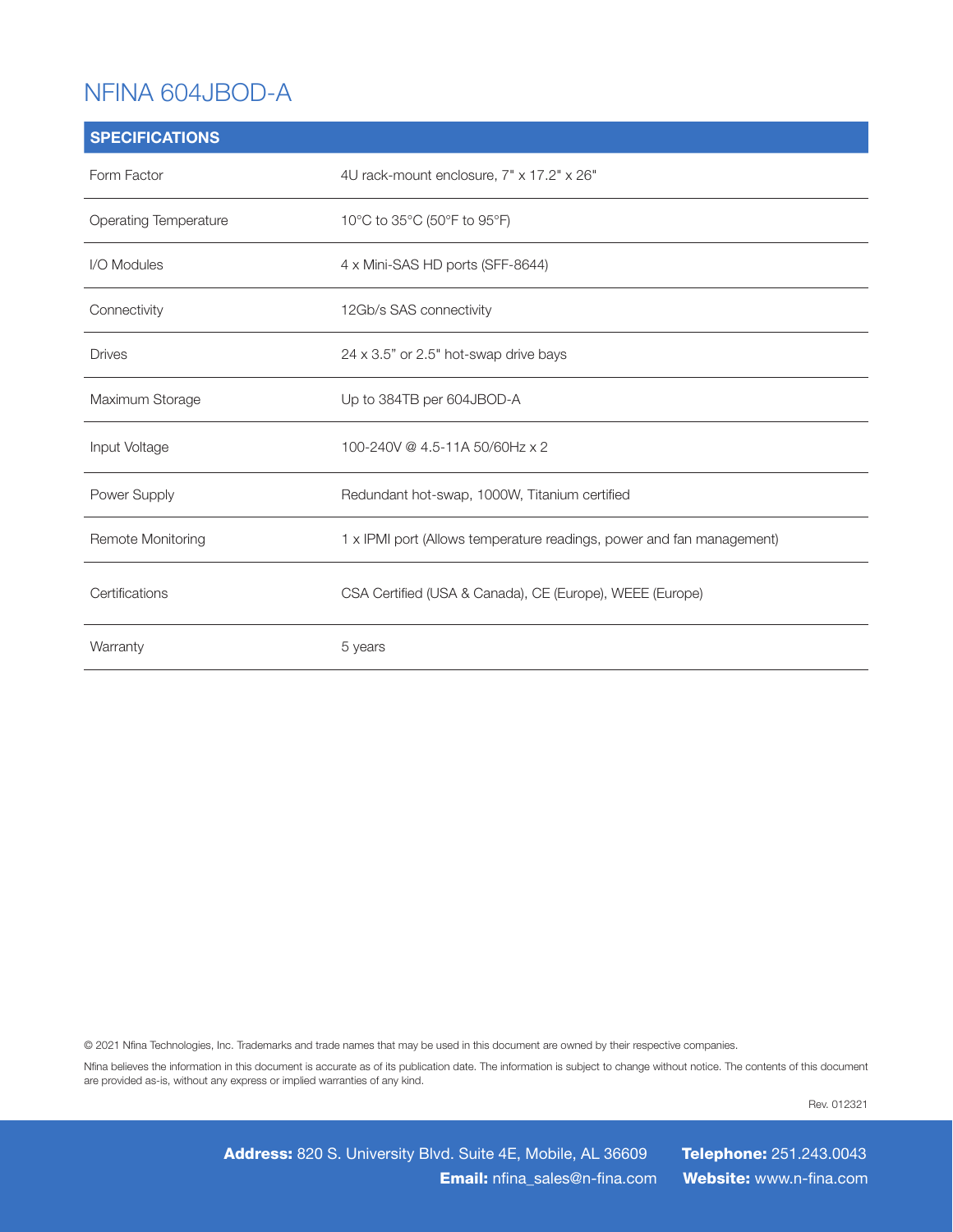# NFINA 604JBOD-A

| SPECIFICATIONS | |
|---|---|
| Form Factor | 4U rack-mount enclosure, 7" x 17.2" x 26" |
| Operating Temperature | 10°C to 35°C (50°F to 95°F) |
| I/O Modules | 4 x Mini-SAS HD ports (SFF-8644) |
| Connectivity | 12Gb/s SAS connectivity |
| Drives | 24 x 3.5” or 2.5" hot-swap drive bays |
| Maximum Storage | Up to 384TB per 604JBOD-A |
| Input Voltage | 100-240V @ 4.5-11A 50/60Hz x 2 |
| Power Supply | Redundant hot-swap, 1000W, Titanium certified |
| Remote Monitoring | 1 x IPMI port (Allows temperature readings, power and fan management) |
| Certifications | CSA Certified (USA & Canada), CE (Europe), WEEE (Europe) |
| Warranty | 5 years |

© 2021 Nfina Technologies, Inc. Trademarks and trade names that may be used in this document are owned by their respective companies.

Nfina believes the information in this document is accurate as of its publication date. The information is subject to change without notice. The contents of this document are provided as-is, without any express or implied warranties of any kind.

Rev. 012321

**Address:** 820 S. University Blvd. Suite 4E, Mobile, AL 36609 **Telephone:** 251.243.0043
**Email:** nfina_sales@n-fina.com **Website:** www.n-fina.com